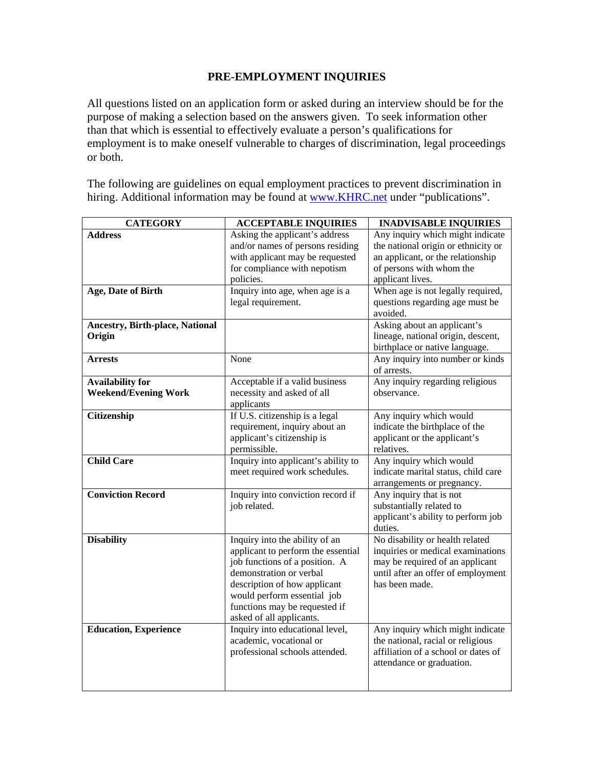# PRE-EMPLOYMENT INQUIRIES

All questions listed on an application form or asked during an interview should be for the purpose of making a selection based on the answers given. To seek information other than that which is essential to effectively evaluate a person's qualifications for employment is to make oneself vulnerable to charges of discrimination, legal proceedings or both.

The following are guidelines on equal employment practices to prevent discrimination in hiring. Additional information may be found at [www.KHRC.net](http://www.KHRC.net) under "publications".

| CATEGORY | ACCEPTABLE INQUIRIES | INADVISABLE INQUIRIES |
|---|---|---|
| **Address** | Asking the applicant's address and/or names of persons residing with applicant may be requested for compliance with nepotism policies. | Any inquiry which might indicate the national origin or ethnicity or an applicant, or the relationship of persons with whom the applicant lives. |
| **Age, Date of Birth** | Inquiry into age, when age is a legal requirement. | When age is not legally required, questions regarding age must be avoided. |
| **Ancestry, Birth-place, National Origin** | | Asking about an applicant's lineage, national origin, descent, birthplace or native language. |
| **Arrests** | None | Any inquiry into number or kinds of arrests. |
| **Availability for Weekend/Evening Work** | Acceptable if a valid business necessity and asked of all applicants | Any inquiry regarding religious observance. |
| **Citizenship** | If U.S. citizenship is a legal requirement, inquiry about an applicant's citizenship is permissible. | Any inquiry which would indicate the birthplace of the applicant or the applicant's relatives. |
| **Child Care** | Inquiry into applicant's ability to meet required work schedules. | Any inquiry which would indicate marital status, child care arrangements or pregnancy. |
| **Conviction Record** | Inquiry into conviction record if job related. | Any inquiry that is not substantially related to applicant's ability to perform job duties. |
| **Disability** | Inquiry into the ability of an applicant to perform the essential job functions of a position. A demonstration or verbal description of how applicant would perform essential job functions may be requested if asked of all applicants. | No disability or health related inquiries or medical examinations may be required of an applicant until after an offer of employment has been made. |
| **Education, Experience** | Inquiry into educational level, academic, vocational or professional schools attended. | Any inquiry which might indicate the national, racial or religious affiliation of a school or dates of attendance or graduation. |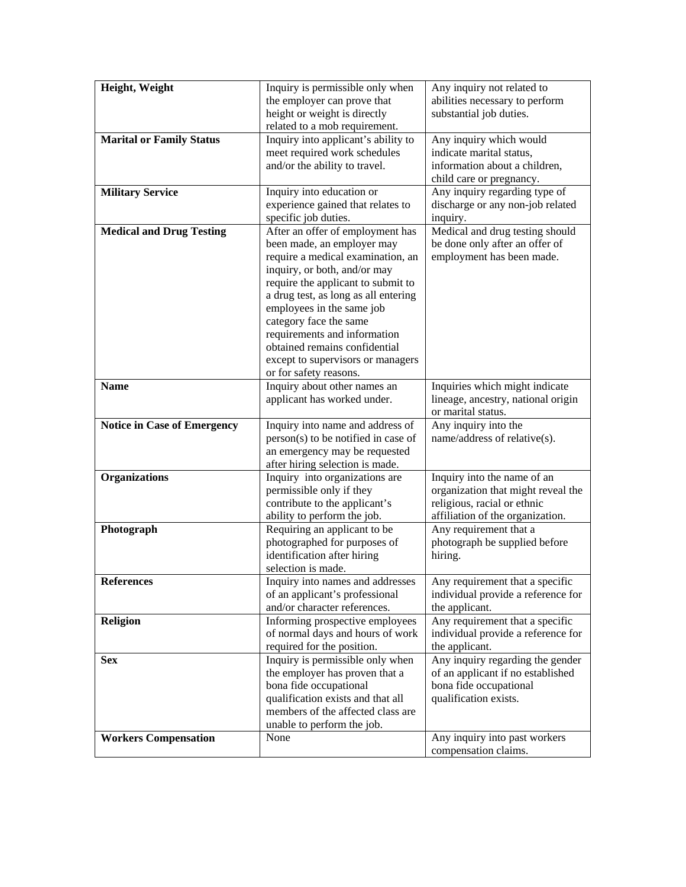| | | |
|---|---|---|
| **Height, Weight** | Inquiry is permissible only when the employer can prove that height or weight is directly related to a mob requirement. | Any inquiry not related to abilities necessary to perform substantial job duties. |
| **Marital or Family Status** | Inquiry into applicant's ability to meet required work schedules and/or the ability to travel. | Any inquiry which would indicate marital status, information about a children, child care or pregnancy. |
| **Military Service** | Inquiry into education or experience gained that relates to specific job duties. | Any inquiry regarding type of discharge or any non-job related inquiry. |
| **Medical and Drug Testing** | After an offer of employment has been made, an employer may require a medical examination, an inquiry, or both, and/or may require the applicant to submit to a drug test, as long as all entering employees in the same job category face the same requirements and information obtained remains confidential except to supervisors or managers or for safety reasons. | Medical and drug testing should be done only after an offer of employment has been made. |
| **Name** | Inquiry about other names an applicant has worked under. | Inquiries which might indicate lineage, ancestry, national origin or marital status. |
| **Notice in Case of Emergency** | Inquiry into name and address of person(s) to be notified in case of an emergency may be requested after hiring selection is made. | Any inquiry into the name/address of relative(s). |
| **Organizations** | Inquiry into organizations are permissible only if they contribute to the applicant's ability to perform the job. | Inquiry into the name of an organization that might reveal the religious, racial or ethnic affiliation of the organization. |
| **Photograph** | Requiring an applicant to be photographed for purposes of identification after hiring selection is made. | Any requirement that a photograph be supplied before hiring. |
| **References** | Inquiry into names and addresses of an applicant's professional and/or character references. | Any requirement that a specific individual provide a reference for the applicant. |
| **Religion** | Informing prospective employees of normal days and hours of work required for the position. | Any requirement that a specific individual provide a reference for the applicant. |
| **Sex** | Inquiry is permissible only when the employer has proven that a bona fide occupational qualification exists and that all members of the affected class are unable to perform the job. | Any inquiry regarding the gender of an applicant if no established bona fide occupational qualification exists. |
| **Workers Compensation** | None | Any inquiry into past workers compensation claims. |